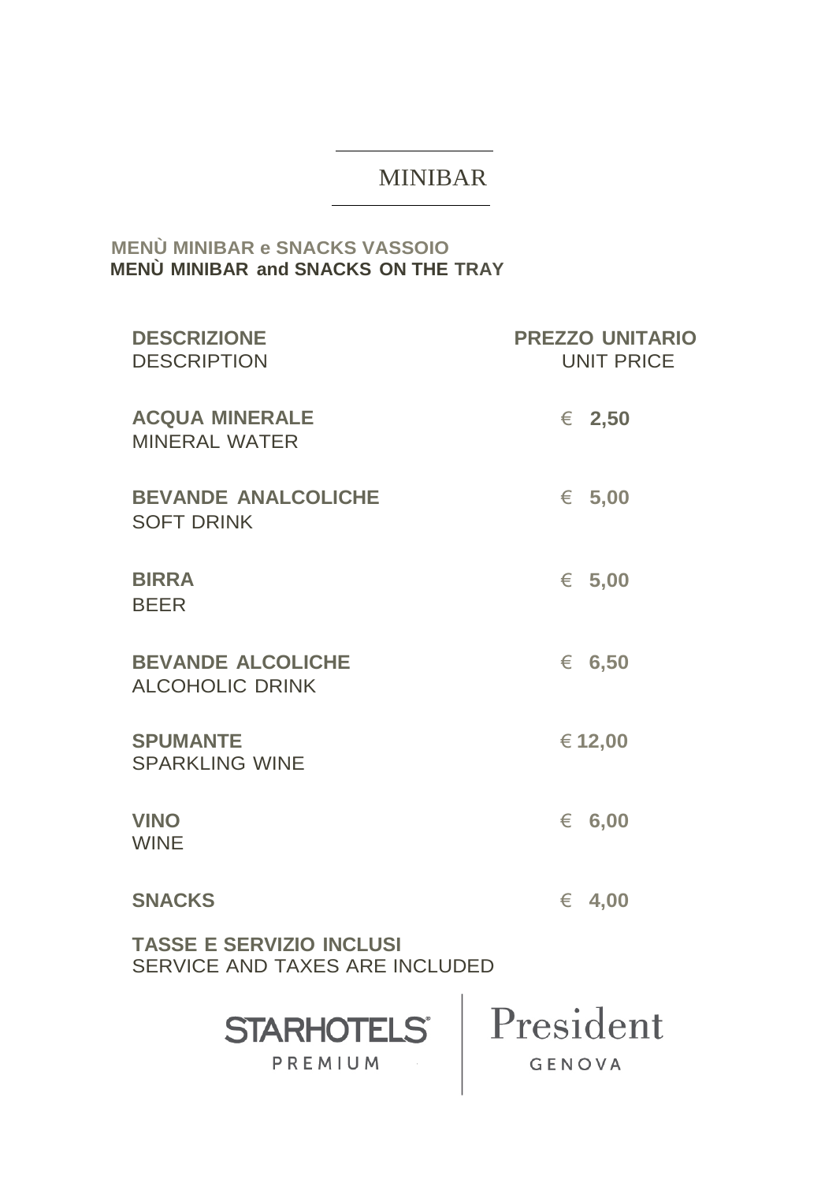# MINIBAR

**MENÙ MINIBAR e SNACKS VASSOIO**
**MENÙ MINIBAR and SNACKS ON THE TRAY**

| **DESCRIZIONE**<br>DESCRIPTION | **PREZZO UNITARIO**<br>UNIT PRICE |
|---|---|
| **ACQUA MINERALE**<br>MINERAL WATER | € **2,50** |
| **BEVANDE ANALCOLICHE**<br>SOFT DRINK | € **5,00** |
| **BIRRA**<br>BEER | € **5,00** |
| **BEVANDE ALCOLICHE**<br>ALCOHOLIC DRINK | € **6,50** |
| **SPUMANTE**<br>SPARKLING WINE | € **12,00** |
| **VINO**<br>WINE | € **6,00** |
| **SNACKS** | € **4,00** |

**TASSE E SERVIZIO INCLUSI**
SERVICE AND TAXES ARE INCLUDED

STARHOTELS PREMIUM | President GENOVA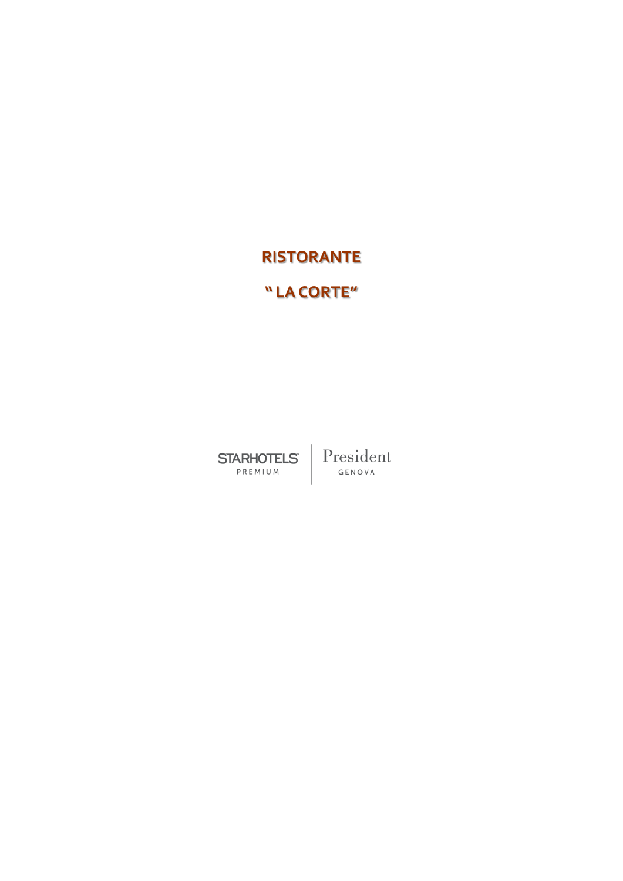# RISTORANTE

# " LA CORTE"

STARHOTELS PREMIUM | President GENOVA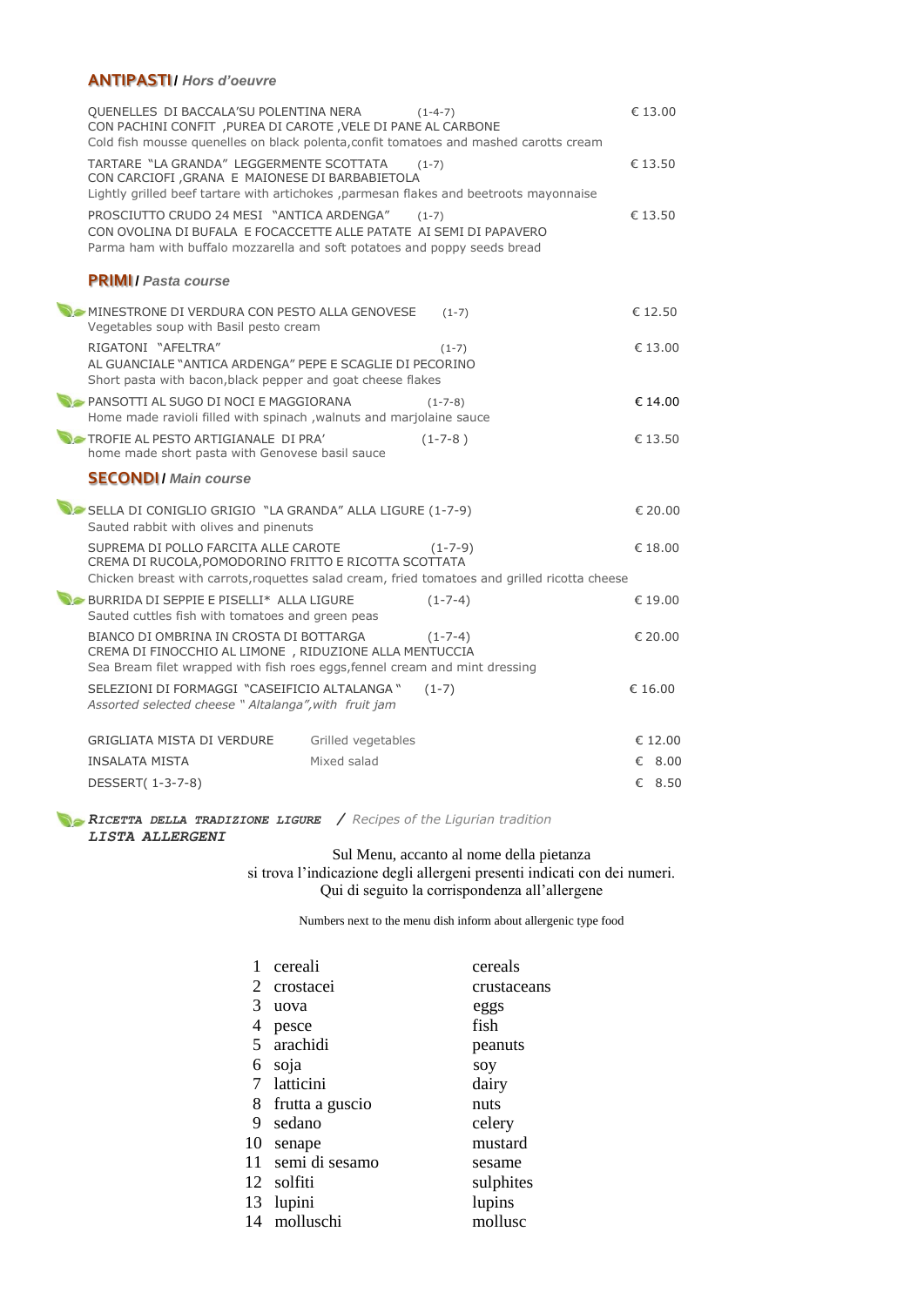## ANTIPASTI / *Hors d'oeuvre*

QUENELLES DI BACCALA'SU POLENTINA NERA (1-4-7) € 13.00
CON PACHINI CONFIT ,PUREA DI CAROTE ,VELE DI PANE AL CARBONE
Cold fish mousse quenelles on black polenta,confit tomatoes and mashed carotts cream

TARTARE "LA GRANDA" LEGGERMENTE SCOTTATA (1-7) € 13.50
CON CARCIOFI ,GRANA E MAIONESE DI BARBABIETOLA
Lightly grilled beef tartare with artichokes ,parmesan flakes and beetroots mayonnaise

PROSCIUTTO CRUDO 24 MESI "ANTICA ARDENGA" (1-7) € 13.50
CON OVOLINA DI BUFALA E FOCACCETTE ALLE PATATE AI SEMI DI PAPAVERO
Parma ham with buffalo mozzarella and soft potatoes and poppy seeds bread

## PRIMI / *Pasta course*

MINESTRONE DI VERDURA CON PESTO ALLA GENOVESE (1-7) € 12.50
Vegetables soup with Basil pesto cream

RIGATONI "AFELTRA" (1-7) € 13.00
AL GUANCIALE "ANTICA ARDENGA" PEPE E SCAGLIE DI PECORINO
Short pasta with bacon,black pepper and goat cheese flakes

PANSOTTI AL SUGO DI NOCI E MAGGIORANA (1-7-8) € 14.00
Home made ravioli filled with spinach ,walnuts and marjolaine sauce

TROFIE AL PESTO ARTIGIANALE DI PRA' (1-7-8 ) € 13.50
home made short pasta with Genovese basil sauce

## SECONDI / *Main course*

SELLA DI CONIGLIO GRIGIO "LA GRANDA" ALLA LIGURE (1-7-9) € 20.00
Sauted rabbit with olives and pinenuts

SUPREMA DI POLLO FARCITA ALLE CAROTE (1-7-9) € 18.00
CREMA DI RUCOLA,POMODORINO FRITTO E RICOTTA SCOTTATA
Chicken breast with carrots,roquettes salad cream, fried tomatoes and grilled ricotta cheese

BURRIDA DI SEPPIE E PISELLI* ALLA LIGURE (1-7-4) € 19.00
Sauted cuttles fish with tomatoes and green peas

BIANCO DI OMBRINA IN CROSTA DI BOTTARGA (1-7-4) € 20.00
CREMA DI FINOCCHIO AL LIMONE , RIDUZIONE ALLA MENTUCCIA
Sea Bream filet wrapped with fish roes eggs,fennel cream and mint dressing

SELEZIONI DI FORMAGGI "CASEIFICIO ALTALANGA " (1-7) € 16.00
*Assorted selected cheese " Altalanga",with fruit jam*

| | | |
|---|---|---|
| GRIGLIATA MISTA DI VERDURE | Grilled vegetables | € 12.00 |
| INSALATA MISTA | Mixed salad | € 8.00 |
| DESSERT( 1-3-7-8) | | € 8.50 |

***RICETTA DELLA TRADIZIONE LIGURE*** / *Recipes of the Ligurian tradition*

***LISTA ALLERGENI***

Sul Menu, accanto al nome della pietanza
si trova l'indicazione degli allergeni presenti indicati con dei numeri.
Qui di seguito la corrispondenza all'allergene

Numbers next to the menu dish inform about allergenic type food

| | | |
|---|---|---|
| 1 | cereali | cereals |
| 2 | crostacei | crustaceans |
| 3 | uova | eggs |
| 4 | pesce | fish |
| 5 | arachidi | peanuts |
| 6 | soja | soy |
| 7 | latticini | dairy |
| 8 | frutta a guscio | nuts |
| 9 | sedano | celery |
| 10 | senape | mustard |
| 11 | semi di sesamo | sesame |
| 12 | solfiti | sulphites |
| 13 | lupini | lupins |
| 14 | molluschi | mollusc |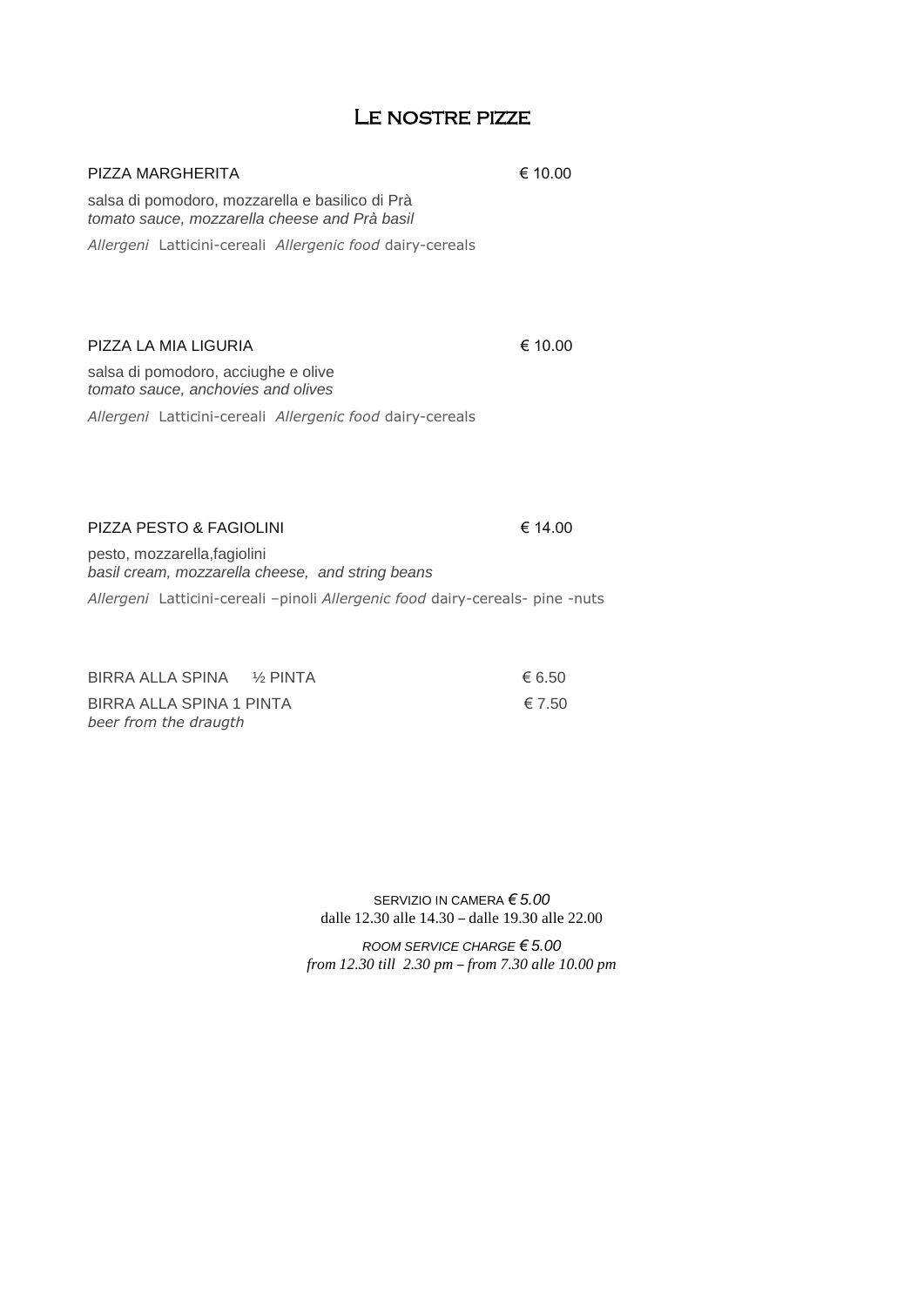# Le nostre pizze

PIZZA MARGHERITA € 10.00

salsa di pomodoro, mozzarella e basilico di Prà
*tomato sauce, mozzarella cheese and Prà basil*

*Allergeni* Latticini-cereali *Allergenic food* dairy-cereals

PIZZA LA MIA LIGURIA € 10.00

salsa di pomodoro, acciughe e olive
*tomato sauce, anchovies and olives*

*Allergeni* Latticini-cereali *Allergenic food* dairy-cereals

PIZZA PESTO & FAGIOLINI € 14.00

pesto, mozzarella,fagiolini
*basil cream, mozzarella cheese, and string beans*

*Allergeni* Latticini-cereali –pinoli *Allergenic food* dairy-cereals- pine -nuts

BIRRA ALLA SPINA ½ PINTA € 6.50

BIRRA ALLA SPINA 1 PINTA € 7.50
*beer from the draugth*

SERVIZIO IN CAMERA *€ 5.00*
dalle 12.30 alle 14.30 – dalle 19.30 alle 22.00

*ROOM SERVICE CHARGE € 5.00*
*from 12.30 till 2.30 pm – from 7.30 alle 10.00 pm*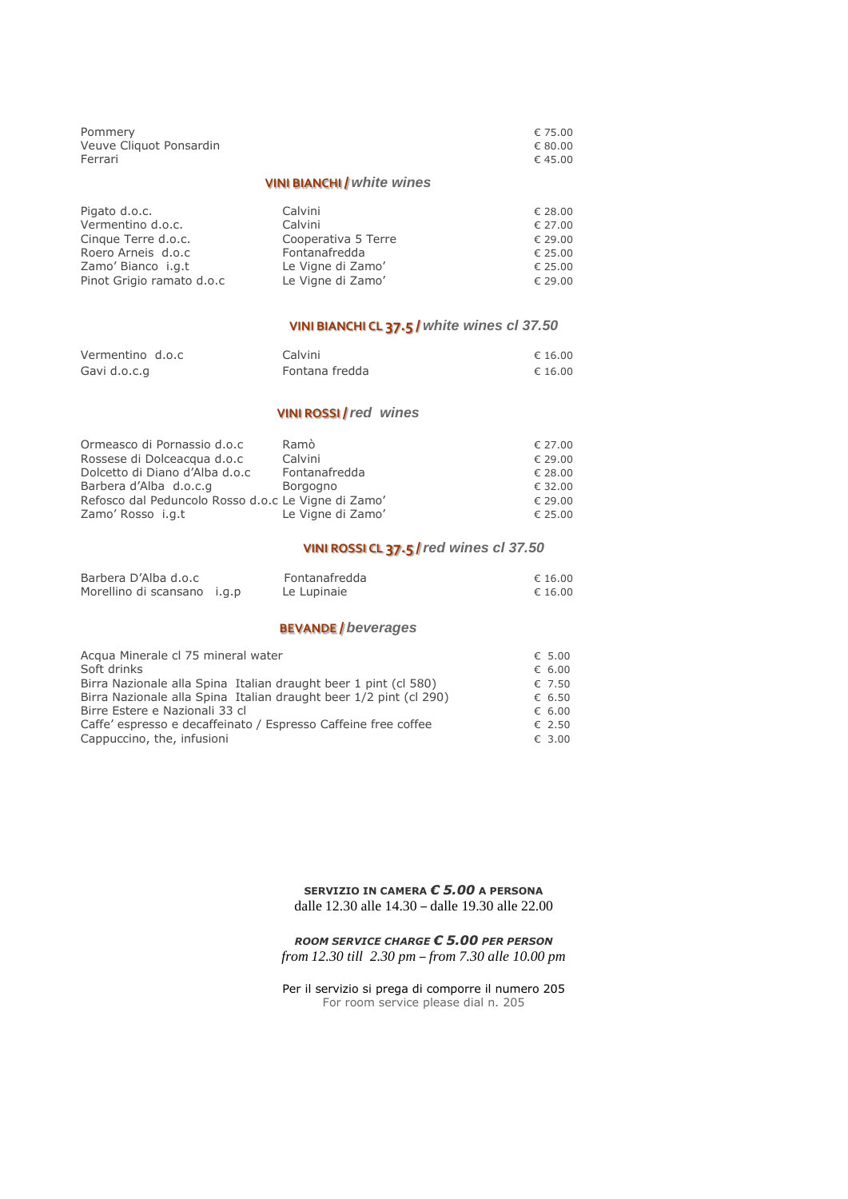| | |
|---|---|
| Pommery | € 75.00 |
| Veuve Cliquot Ponsardin | € 80.00 |
| Ferrari | € 45.00 |

## VINI BIANCHI / *white wines*

| | | |
|---|---|---|
| Pigato d.o.c. | Calvini | € 28.00 |
| Vermentino d.o.c. | Calvini | € 27.00 |
| Cinque Terre d.o.c. | Cooperativa 5 Terre | € 29.00 |
| Roero Arneis d.o.c | Fontanafredda | € 25.00 |
| Zamo' Bianco i.g.t | Le Vigne di Zamo' | € 25.00 |
| Pinot Grigio ramato d.o.c | Le Vigne di Zamo' | € 29.00 |

## VINI BIANCHI CL 37.5 / *white wines cl 37.50*

| | | |
|---|---|---|
| Vermentino d.o.c | Calvini | € 16.00 |
| Gavi d.o.c.g | Fontana fredda | € 16.00 |

## VINI ROSSI / *red wines*

| | | |
|---|---|---|
| Ormeasco di Pornassio d.o.c | Ramò | € 27.00 |
| Rossese di Dolceacqua d.o.c | Calvini | € 29.00 |
| Dolcetto di Diano d'Alba d.o.c | Fontanafredda | € 28.00 |
| Barbera d'Alba d.o.c.g | Borgogno | € 32.00 |
| Refosco dal Peduncolo Rosso d.o.c | Le Vigne di Zamo' | € 29.00 |
| Zamo' Rosso i.g.t | Le Vigne di Zamo' | € 25.00 |

## VINI ROSSI CL 37.5 / *red wines cl 37.50*

| | | |
|---|---|---|
| Barbera D'Alba d.o.c | Fontanafredda | € 16.00 |
| Morellino di scansano i.g.p | Le Lupinaie | € 16.00 |

## BEVANDE / *beverages*

| | |
|---|---|
| Acqua Minerale cl 75 mineral water | € 5.00 |
| Soft drinks | € 6.00 |
| Birra Nazionale alla Spina Italian draught beer 1 pint (cl 580) | € 7.50 |
| Birra Nazionale alla Spina Italian draught beer 1/2 pint (cl 290) | € 6.50 |
| Birre Estere e Nazionali 33 cl | € 6.00 |
| Caffe' espresso e decaffeinato / Espresso Caffeine free coffee | € 2.50 |
| Cappuccino, the, infusioni | € 3.00 |

**SERVIZIO IN CAMERA *€ 5.00* A PERSONA**
dalle 12.30 alle 14.30 – dalle 19.30 alle 22.00

***ROOM SERVICE CHARGE € 5.00 PER PERSON***
*from 12.30 till 2.30 pm – from 7.30 alle 10.00 pm*

Per il servizio si prega di comporre il numero 205
For room service please dial n. 205